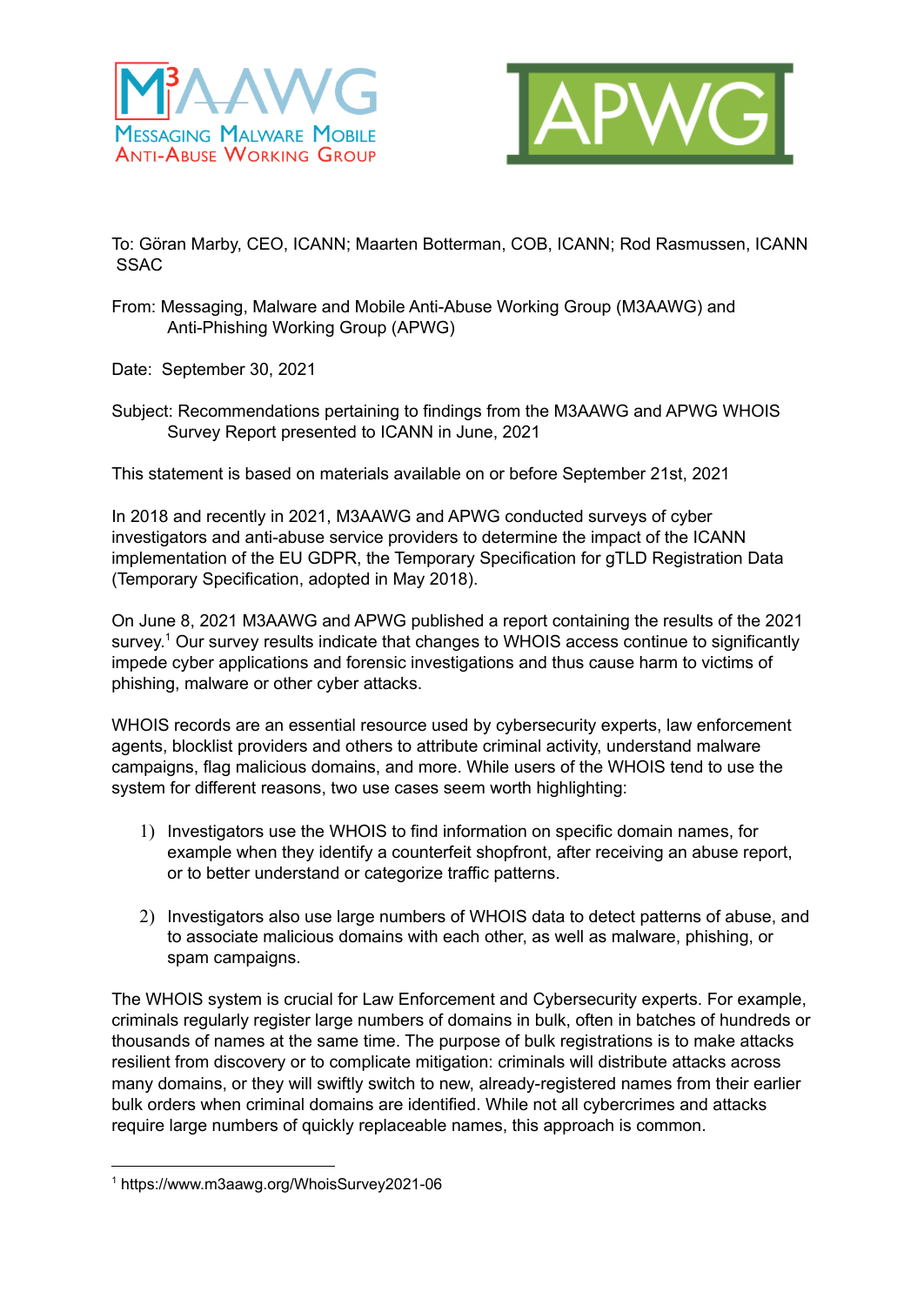To: Göran Marby, CEO, ICANN; Maarten Botterman, COB, ICANN; Rod Rasmussen, ICANN SSAC

From: Messaging, Malware and Mobile Anti-Abuse Working Group (M3AAWG) and Anti-Phishing Working Group (APWG)

Date: September 30, 2021

Subject: Recommendations pertaining to findings from the M3AAWG and APWG WHOIS Survey Report presented to ICANN in June, 2021

This statement is based on materials available on or before September 21st, 2021

In 2018 and recently in 2021, M3AAWG and APWG conducted surveys of cyber investigators and anti-abuse service providers to determine the impact of the ICANN implementation of the EU GDPR, the Temporary Specification for gTLD Registration Data (Temporary Specification, adopted in May 2018).

On June 8, 2021 M3AAWG and APWG published a report containing the results of the 2021 survey.[1] Our survey results indicate that changes to WHOIS access continue to significantly impede cyber applications and forensic investigations and thus cause harm to victims of phishing, malware or other cyber attacks.

WHOIS records are an essential resource used by cybersecurity experts, law enforcement agents, blocklist providers and others to attribute criminal activity, understand malware campaigns, flag malicious domains, and more. While users of the WHOIS tend to use the system for different reasons, two use cases seem worth highlighting:

1) Investigators use the WHOIS to find information on specific domain names, for example when they identify a counterfeit shopfront, after receiving an abuse report, or to better understand or categorize traffic patterns.

2) Investigators also use large numbers of WHOIS data to detect patterns of abuse, and to associate malicious domains with each other, as well as malware, phishing, or spam campaigns.

The WHOIS system is crucial for Law Enforcement and Cybersecurity experts. For example, criminals regularly register large numbers of domains in bulk, often in batches of hundreds or thousands of names at the same time. The purpose of bulk registrations is to make attacks resilient from discovery or to complicate mitigation: criminals will distribute attacks across many domains, or they will swiftly switch to new, already-registered names from their earlier bulk orders when criminal domains are identified. While not all cybercrimes and attacks require large numbers of quickly replaceable names, this approach is common.

[1] https://www.m3aawg.org/WhoisSurvey2021-06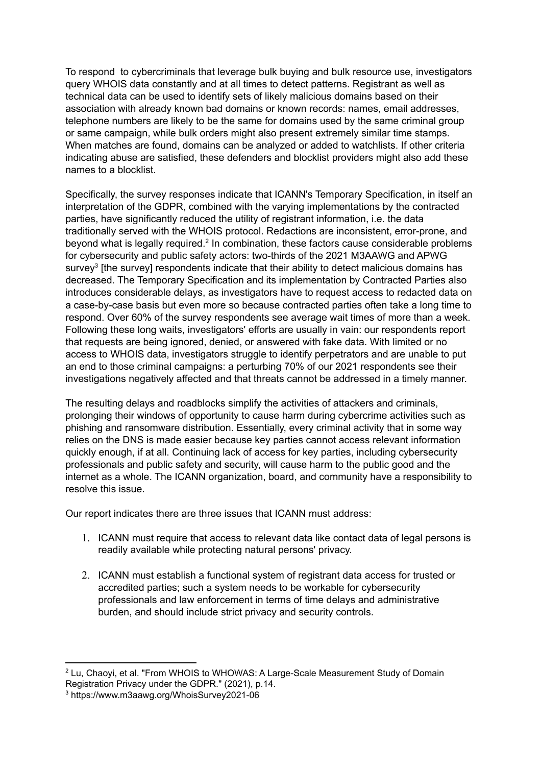To respond to cybercriminals that leverage bulk buying and bulk resource use, investigators query WHOIS data constantly and at all times to detect patterns. Registrant as well as technical data can be used to identify sets of likely malicious domains based on their association with already known bad domains or known records: names, email addresses, telephone numbers are likely to be the same for domains used by the same criminal group or same campaign, while bulk orders might also present extremely similar time stamps. When matches are found, domains can be analyzed or added to watchlists. If other criteria indicating abuse are satisfied, these defenders and blocklist providers might also add these names to a blocklist.

Specifically, the survey responses indicate that ICANN's Temporary Specification, in itself an interpretation of the GDPR, combined with the varying implementations by the contracted parties, have significantly reduced the utility of registrant information, i.e. the data traditionally served with the WHOIS protocol. Redactions are inconsistent, error-prone, and beyond what is legally required.[2] In combination, these factors cause considerable problems for cybersecurity and public safety actors: two-thirds of the 2021 M3AAWG and APWG survey[3] [the survey] respondents indicate that their ability to detect malicious domains has decreased. The Temporary Specification and its implementation by Contracted Parties also introduces considerable delays, as investigators have to request access to redacted data on a case-by-case basis but even more so because contracted parties often take a long time to respond. Over 60% of the survey respondents see average wait times of more than a week. Following these long waits, investigators' efforts are usually in vain: our respondents report that requests are being ignored, denied, or answered with fake data. With limited or no access to WHOIS data, investigators struggle to identify perpetrators and are unable to put an end to those criminal campaigns: a perturbing 70% of our 2021 respondents see their investigations negatively affected and that threats cannot be addressed in a timely manner.

The resulting delays and roadblocks simplify the activities of attackers and criminals, prolonging their windows of opportunity to cause harm during cybercrime activities such as phishing and ransomware distribution. Essentially, every criminal activity that in some way relies on the DNS is made easier because key parties cannot access relevant information quickly enough, if at all. Continuing lack of access for key parties, including cybersecurity professionals and public safety and security, will cause harm to the public good and the internet as a whole. The ICANN organization, board, and community have a responsibility to resolve this issue.

Our report indicates there are three issues that ICANN must address:

1. ICANN must require that access to relevant data like contact data of legal persons is readily available while protecting natural persons' privacy.

2. ICANN must establish a functional system of registrant data access for trusted or accredited parties; such a system needs to be workable for cybersecurity professionals and law enforcement in terms of time delays and administrative burden, and should include strict privacy and security controls.

---

[2] Lu, Chaoyi, et al. "From WHOIS to WHOWAS: A Large-Scale Measurement Study of Domain Registration Privacy under the GDPR." (2021), p.14.

[3] https://www.m3aawg.org/WhoisSurvey2021-06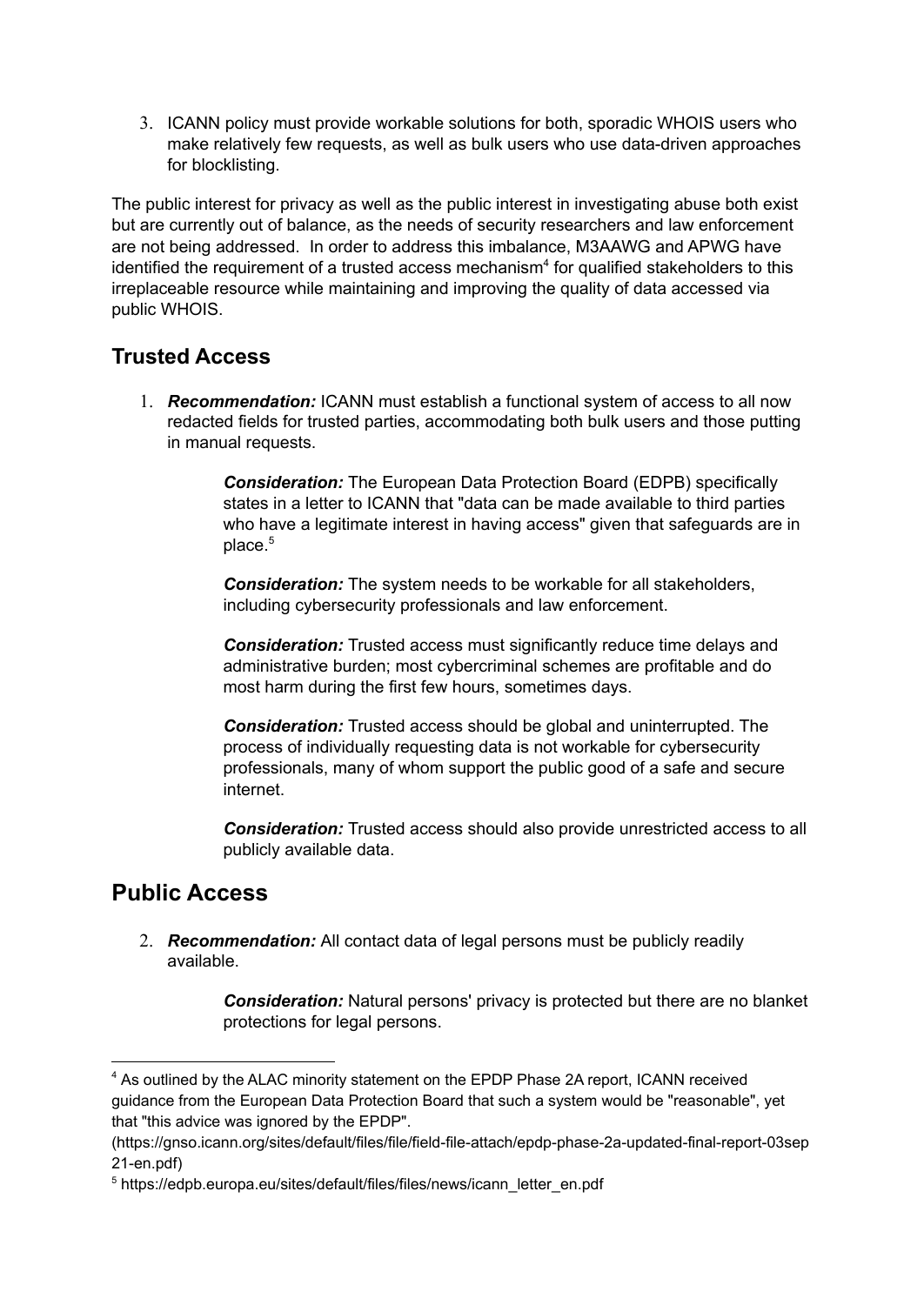3. ICANN policy must provide workable solutions for both, sporadic WHOIS users who make relatively few requests, as well as bulk users who use data-driven approaches for blocklisting.

The public interest for privacy as well as the public interest in investigating abuse both exist but are currently out of balance, as the needs of security researchers and law enforcement are not being addressed. In order to address this imbalance, M3AAWG and APWG have identified the requirement of a trusted access mechanism[4] for qualified stakeholders to this irreplaceable resource while maintaining and improving the quality of data accessed via public WHOIS.

## Trusted Access

1. ***Recommendation:*** ICANN must establish a functional system of access to all now redacted fields for trusted parties, accommodating both bulk users and those putting in manual requests.

   ***Consideration:*** The European Data Protection Board (EDPB) specifically states in a letter to ICANN that "data can be made available to third parties who have a legitimate interest in having access" given that safeguards are in place.[5]

   ***Consideration:*** The system needs to be workable for all stakeholders, including cybersecurity professionals and law enforcement.

   ***Consideration:*** Trusted access must significantly reduce time delays and administrative burden; most cybercriminal schemes are profitable and do most harm during the first few hours, sometimes days.

   ***Consideration:*** Trusted access should be global and uninterrupted. The process of individually requesting data is not workable for cybersecurity professionals, many of whom support the public good of a safe and secure internet.

   ***Consideration:*** Trusted access should also provide unrestricted access to all publicly available data.

## Public Access

2. ***Recommendation:*** All contact data of legal persons must be publicly readily available.

   ***Consideration:*** Natural persons' privacy is protected but there are no blanket protections for legal persons.

---

[4] As outlined by the ALAC minority statement on the EPDP Phase 2A report, ICANN received guidance from the European Data Protection Board that such a system would be "reasonable", yet that "this advice was ignored by the EPDP".
(https://gnso.icann.org/sites/default/files/file/field-file-attach/epdp-phase-2a-updated-final-report-03sep21-en.pdf)

[5] https://edpb.europa.eu/sites/default/files/files/news/icann_letter_en.pdf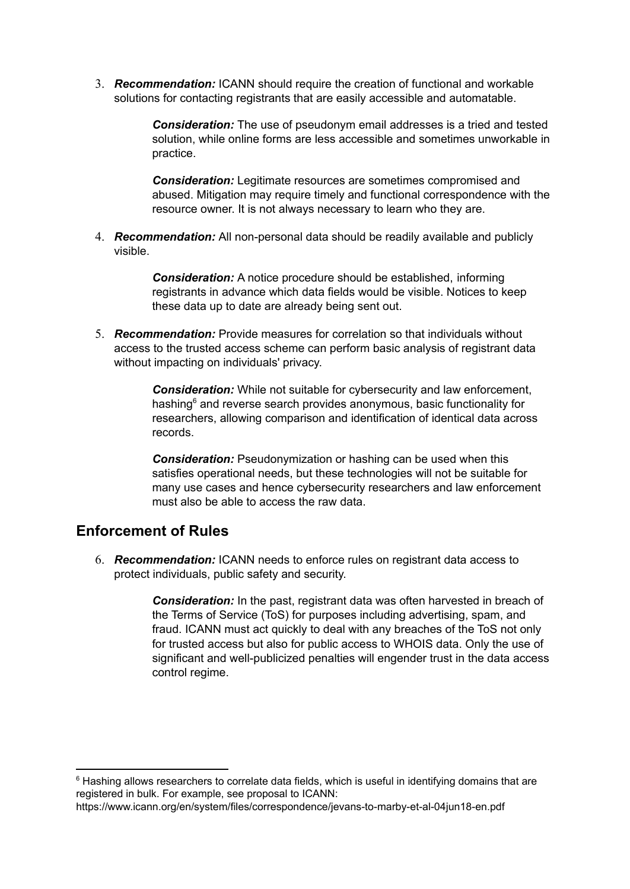3. ***Recommendation:*** ICANN should require the creation of functional and workable solutions for contacting registrants that are easily accessible and automatable.

    > ***Consideration:*** The use of pseudonym email addresses is a tried and tested solution, while online forms are less accessible and sometimes unworkable in practice.
    >
    > ***Consideration:*** Legitimate resources are sometimes compromised and abused. Mitigation may require timely and functional correspondence with the resource owner. It is not always necessary to learn who they are.

4. ***Recommendation:*** All non-personal data should be readily available and publicly visible.

    > ***Consideration:*** A notice procedure should be established, informing registrants in advance which data fields would be visible. Notices to keep these data up to date are already being sent out.

5. ***Recommendation:*** Provide measures for correlation so that individuals without access to the trusted access scheme can perform basic analysis of registrant data without impacting on individuals' privacy.

    > ***Consideration:*** While not suitable for cybersecurity and law enforcement, hashing[6] and reverse search provides anonymous, basic functionality for researchers, allowing comparison and identification of identical data across records.
    >
    > ***Consideration:*** Pseudonymization or hashing can be used when this satisfies operational needs, but these technologies will not be suitable for many use cases and hence cybersecurity researchers and law enforcement must also be able to access the raw data.

## Enforcement of Rules

6. ***Recommendation:*** ICANN needs to enforce rules on registrant data access to protect individuals, public safety and security.

    > ***Consideration:*** In the past, registrant data was often harvested in breach of the Terms of Service (ToS) for purposes including advertising, spam, and fraud. ICANN must act quickly to deal with any breaches of the ToS not only for trusted access but also for public access to WHOIS data. Only the use of significant and well-publicized penalties will engender trust in the data access control regime.

---

[6] Hashing allows researchers to correlate data fields, which is useful in identifying domains that are registered in bulk. For example, see proposal to ICANN:
https://www.icann.org/en/system/files/correspondence/jevans-to-marby-et-al-04jun18-en.pdf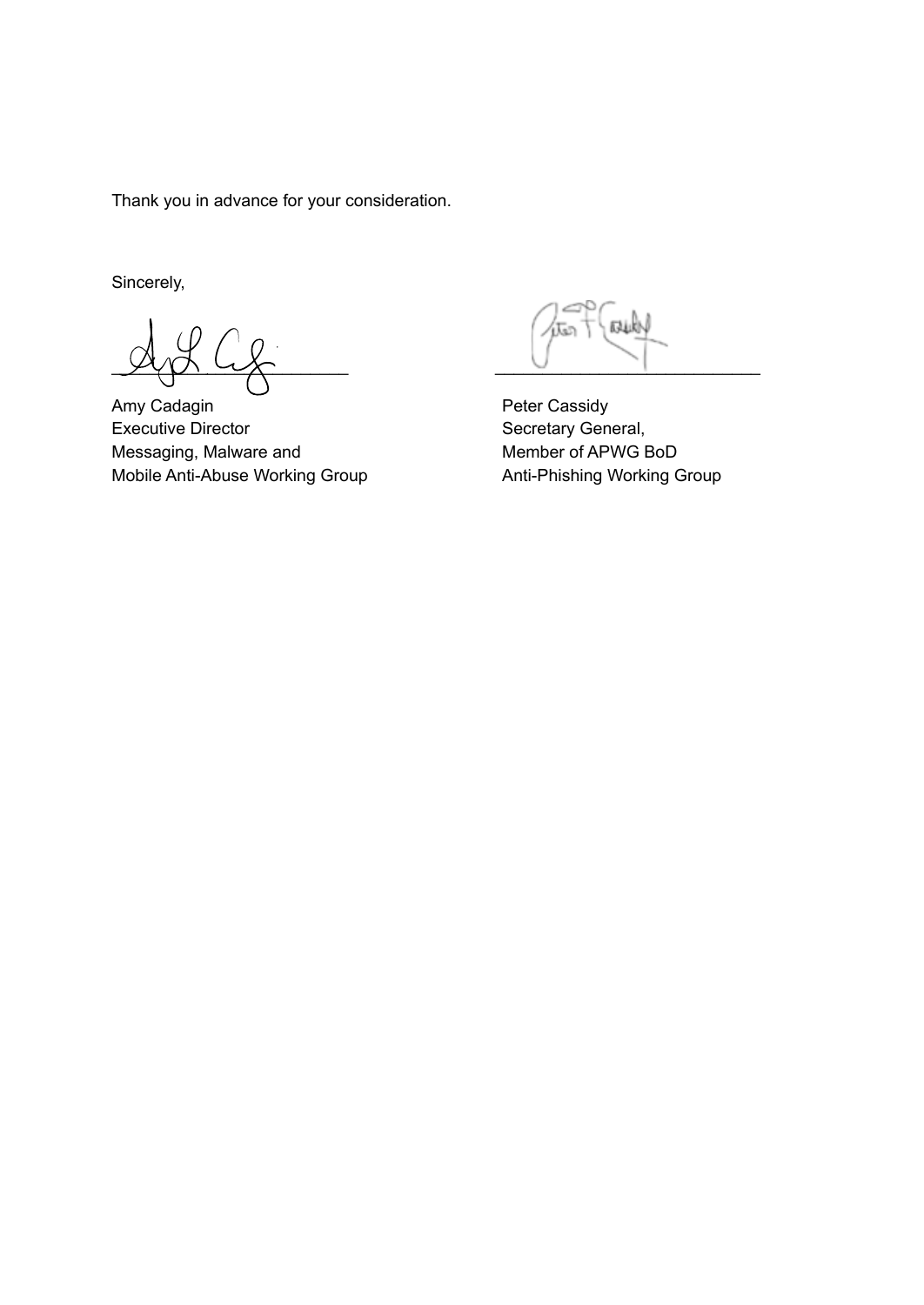Thank you in advance for your consideration.

Sincerely,

Amy Cadagin
Executive Director
Messaging, Malware and
Mobile Anti-Abuse Working Group

Peter Cassidy
Secretary General,
Member of APWG BoD
Anti-Phishing Working Group